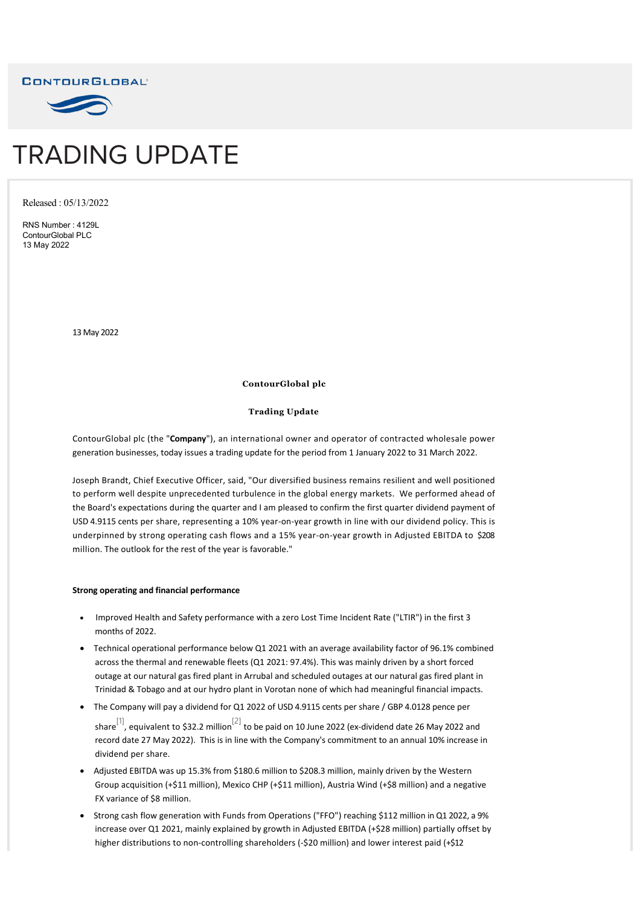CONTOURGLOBAL

# TRADING UPDATE

Released : 05/13/2022

RNS Number : 4129L
ContourGlobal PLC
13 May 2022

13 May 2022

**ContourGlobal plc**

**Trading Update**

ContourGlobal plc (the "**Company**"), an international owner and operator of contracted wholesale power generation businesses, today issues a trading update for the period from 1 January 2022 to 31 March 2022.

Joseph Brandt, Chief Executive Officer, said, "Our diversified business remains resilient and well positioned to perform well despite unprecedented turbulence in the global energy markets. We performed ahead of the Board's expectations during the quarter and I am pleased to confirm the first quarter dividend payment of USD 4.9115 cents per share, representing a 10% year-on-year growth in line with our dividend policy. This is underpinned by strong operating cash flows and a 15% year-on-year growth in Adjusted EBITDA to $208 million. The outlook for the rest of the year is favorable."

**Strong operating and financial performance**

- Improved Health and Safety performance with a zero Lost Time Incident Rate ("LTIR") in the first 3 months of 2022.
- Technical operational performance below Q1 2021 with an average availability factor of 96.1% combined across the thermal and renewable fleets (Q1 2021: 97.4%). This was mainly driven by a short forced outage at our natural gas fired plant in Arrubal and scheduled outages at our natural gas fired plant in Trinidad & Tobago and at our hydro plant in Vorotan none of which had meaningful financial impacts.
- The Company will pay a dividend for Q1 2022 of USD 4.9115 cents per share / GBP 4.0128 pence per share[1], equivalent to $32.2 million[2] to be paid on 10 June 2022 (ex-dividend date 26 May 2022 and record date 27 May 2022). This is in line with the Company's commitment to an annual 10% increase in dividend per share.
- Adjusted EBITDA was up 15.3% from $180.6 million to $208.3 million, mainly driven by the Western Group acquisition (+$11 million), Mexico CHP (+$11 million), Austria Wind (+$8 million) and a negative FX variance of $8 million.
- Strong cash flow generation with Funds from Operations ("FFO") reaching $112 million in Q1 2022, a 9% increase over Q1 2021, mainly explained by growth in Adjusted EBITDA (+$28 million) partially offset by higher distributions to non-controlling shareholders (-$20 million) and lower interest paid (+$12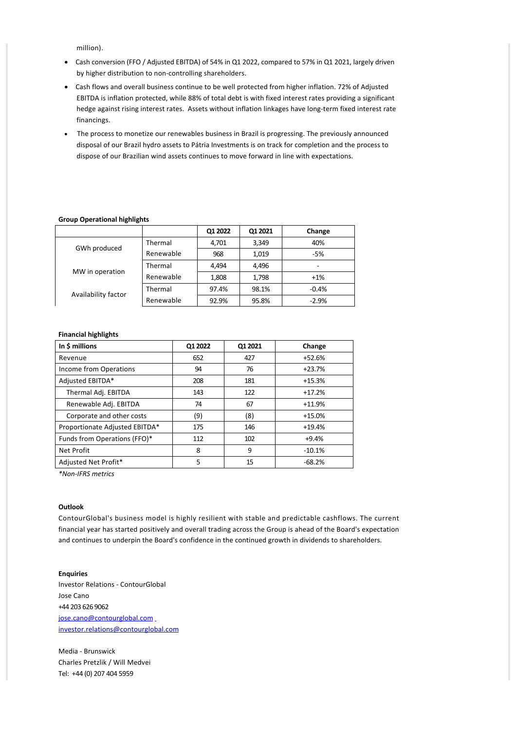million).

- Cash conversion (FFO / Adjusted EBITDA) of 54% in Q1 2022, compared to 57% in Q1 2021, largely driven by higher distribution to non-controlling shareholders.
- Cash flows and overall business continue to be well protected from higher inflation. 72% of Adjusted EBITDA is inflation protected, while 88% of total debt is with fixed interest rates providing a significant hedge against rising interest rates. Assets without inflation linkages have long-term fixed interest rate financings.
- The process to monetize our renewables business in Brazil is progressing. The previously announced disposal of our Brazil hydro assets to Pátria Investments is on track for completion and the process to dispose of our Brazilian wind assets continues to move forward in line with expectations.

**Group Operational highlights**

| | | Q1 2022 | Q1 2021 | Change |
|---|---|---|---|---|
| GWh produced | Thermal | 4,701 | 3,349 | 40% |
| | Renewable | 968 | 1,019 | -5% |
| MW in operation | Thermal | 4,494 | 4,496 | - |
| | Renewable | 1,808 | 1,798 | +1% |
| Availability factor | Thermal | 97.4% | 98.1% | -0.4% |
| | Renewable | 92.9% | 95.8% | -2.9% |

**Financial highlights**

| In $ millions | Q1 2022 | Q1 2021 | Change |
|---|---|---|---|
| Revenue | 652 | 427 | +52.6% |
| Income from Operations | 94 | 76 | +23.7% |
| Adjusted EBITDA* | 208 | 181 | +15.3% |
| Thermal Adj. EBITDA | 143 | 122 | +17.2% |
| Renewable Adj. EBITDA | 74 | 67 | +11.9% |
| Corporate and other costs | (9) | (8) | +15.0% |
| Proportionate Adjusted EBITDA* | 175 | 146 | +19.4% |
| Funds from Operations (FFO)* | 112 | 102 | +9.4% |
| Net Profit | 8 | 9 | -10.1% |
| Adjusted Net Profit* | 5 | 15 | -68.2% |

*\*Non-IFRS metrics*

**Outlook**

ContourGlobal's business model is highly resilient with stable and predictable cashflows. The current financial year has started positively and overall trading across the Group is ahead of the Board's expectation and continues to underpin the Board's confidence in the continued growth in dividends to shareholders.

**Enquiries**

Investor Relations - ContourGlobal
Jose Cano
+44 203 626 9062
jose.cano@contourglobal.com
investor.relations@contourglobal.com

Media - Brunswick
Charles Pretzlik / Will Medvei
Tel: +44 (0) 207 404 5959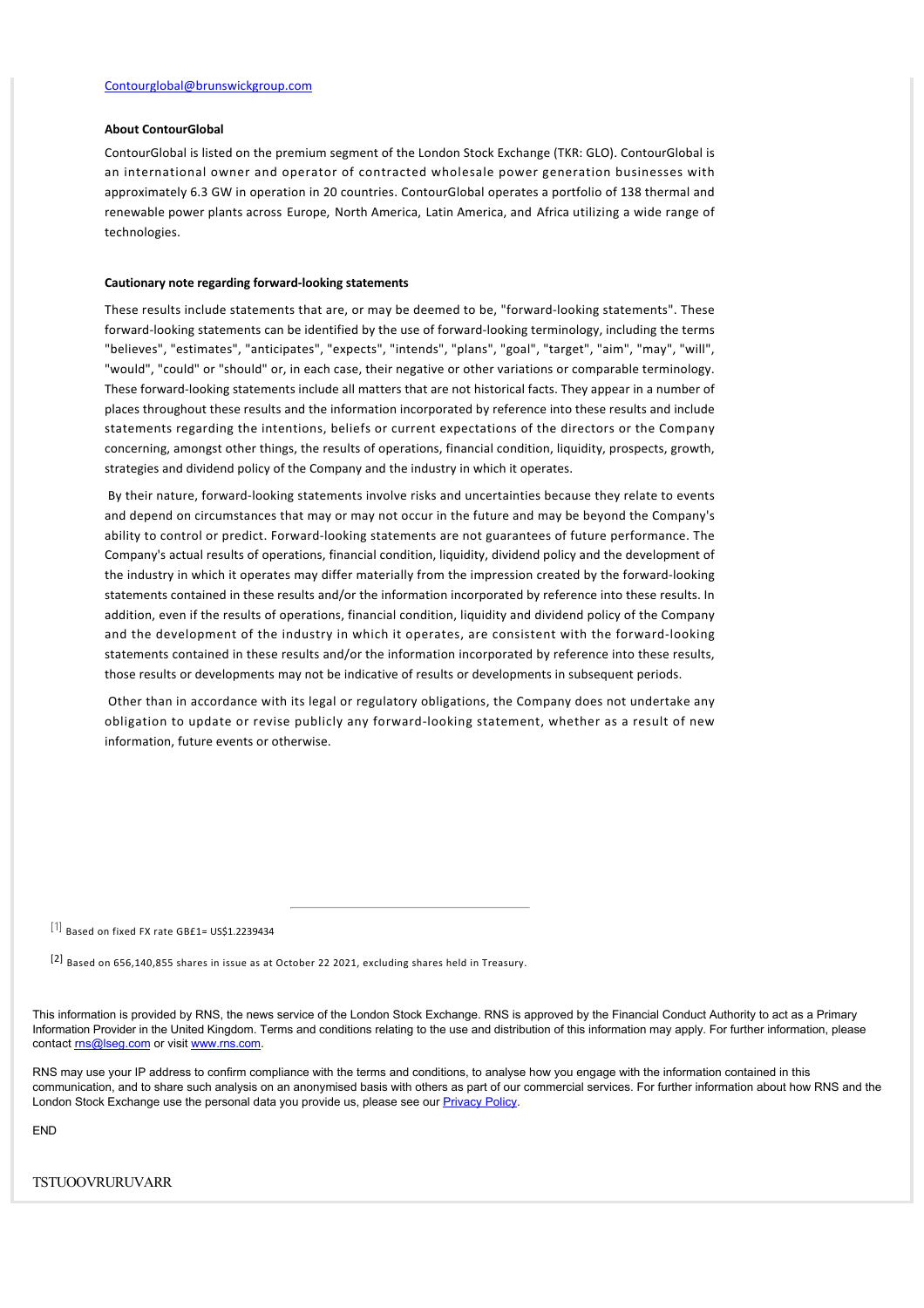Contourglobal@brunswickgroup.com

**About ContourGlobal**

ContourGlobal is listed on the premium segment of the London Stock Exchange (TKR: GLO). ContourGlobal is an international owner and operator of contracted wholesale power generation businesses with approximately 6.3 GW in operation in 20 countries. ContourGlobal operates a portfolio of 138 thermal and renewable power plants across Europe, North America, Latin America, and Africa utilizing a wide range of technologies.

**Cautionary note regarding forward-looking statements**

These results include statements that are, or may be deemed to be, "forward-looking statements". These forward-looking statements can be identified by the use of forward-looking terminology, including the terms "believes", "estimates", "anticipates", "expects", "intends", "plans", "goal", "target", "aim", "may", "will", "would", "could" or "should" or, in each case, their negative or other variations or comparable terminology. These forward-looking statements include all matters that are not historical facts. They appear in a number of places throughout these results and the information incorporated by reference into these results and include statements regarding the intentions, beliefs or current expectations of the directors or the Company concerning, amongst other things, the results of operations, financial condition, liquidity, prospects, growth, strategies and dividend policy of the Company and the industry in which it operates.

By their nature, forward-looking statements involve risks and uncertainties because they relate to events and depend on circumstances that may or may not occur in the future and may be beyond the Company's ability to control or predict. Forward-looking statements are not guarantees of future performance. The Company's actual results of operations, financial condition, liquidity, dividend policy and the development of the industry in which it operates may differ materially from the impression created by the forward-looking statements contained in these results and/or the information incorporated by reference into these results. In addition, even if the results of operations, financial condition, liquidity and dividend policy of the Company and the development of the industry in which it operates, are consistent with the forward-looking statements contained in these results and/or the information incorporated by reference into these results, those results or developments may not be indicative of results or developments in subsequent periods.

Other than in accordance with its legal or regulatory obligations, the Company does not undertake any obligation to update or revise publicly any forward-looking statement, whether as a result of new information, future events or otherwise.

---

[1] Based on fixed FX rate GB£1= US$1.2239434

[2] Based on 656,140,855 shares in issue as at October 22 2021, excluding shares held in Treasury.

This information is provided by RNS, the news service of the London Stock Exchange. RNS is approved by the Financial Conduct Authority to act as a Primary Information Provider in the United Kingdom. Terms and conditions relating to the use and distribution of this information may apply. For further information, please contact rns@lseg.com or visit www.rns.com.

RNS may use your IP address to confirm compliance with the terms and conditions, to analyse how you engage with the information contained in this communication, and to share such analysis on an anonymised basis with others as part of our commercial services. For further information about how RNS and the London Stock Exchange use the personal data you provide us, please see our Privacy Policy.

END

TSTUOOVRURUVARR